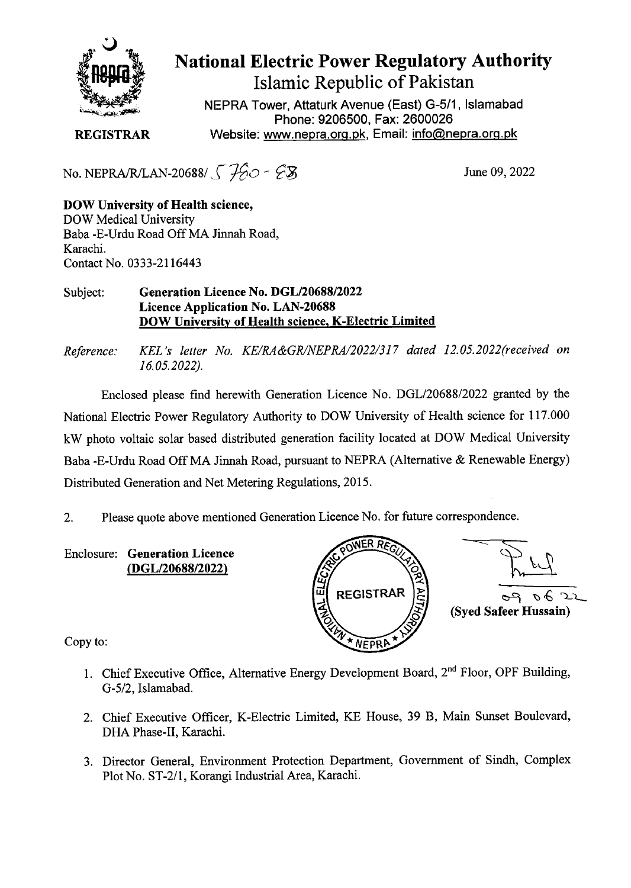# National Electric Power Regulatory Authority

## Islamic Republic of Pakistan

NEPRA Tower, Attaturk Avenue (East) G-5/1, Islamabad
Phone: 9206500, Fax: 2600026
Website: www.nepra.org.pk, Email: info@nepra.org.pk

**REGISTRAR**

No. NEPRA/R/LAN-20688/ 5760 - 63

June 09, 2022

**DOW University of Health science,**
DOW Medical University
Baba -E-Urdu Road Off MA Jinnah Road,
Karachi.
Contact No. 0333-2116443

Subject: **Generation Licence No. DGL/20688/2022**
**Licence Application No. LAN-20688**
**DOW University of Health science, K-Electric Limited**

*Reference: KEL's letter No. KE/RA&GR/NEPRA/2022/317 dated 12.05.2022(received on 16.05.2022).*

Enclosed please find herewith Generation Licence No. DGL/20688/2022 granted by the National Electric Power Regulatory Authority to DOW University of Health science for 117.000 kW photo voltaic solar based distributed generation facility located at DOW Medical University Baba -E-Urdu Road Off MA Jinnah Road, pursuant to NEPRA (Alternative & Renewable Energy) Distributed Generation and Net Metering Regulations, 2015.

2. Please quote above mentioned Generation Licence No. for future correspondence.

Enclosure: **Generation Licence (DGL/20688/2022)**

09 06 22
**(Syed Safeer Hussain)**

Copy to:

1. Chief Executive Office, Alternative Energy Development Board, 2nd Floor, OPF Building, G-5/2, Islamabad.
2. Chief Executive Officer, K-Electric Limited, KE House, 39 B, Main Sunset Boulevard, DHA Phase-II, Karachi.
3. Director General, Environment Protection Department, Government of Sindh, Complex Plot No. ST-2/1, Korangi Industrial Area, Karachi.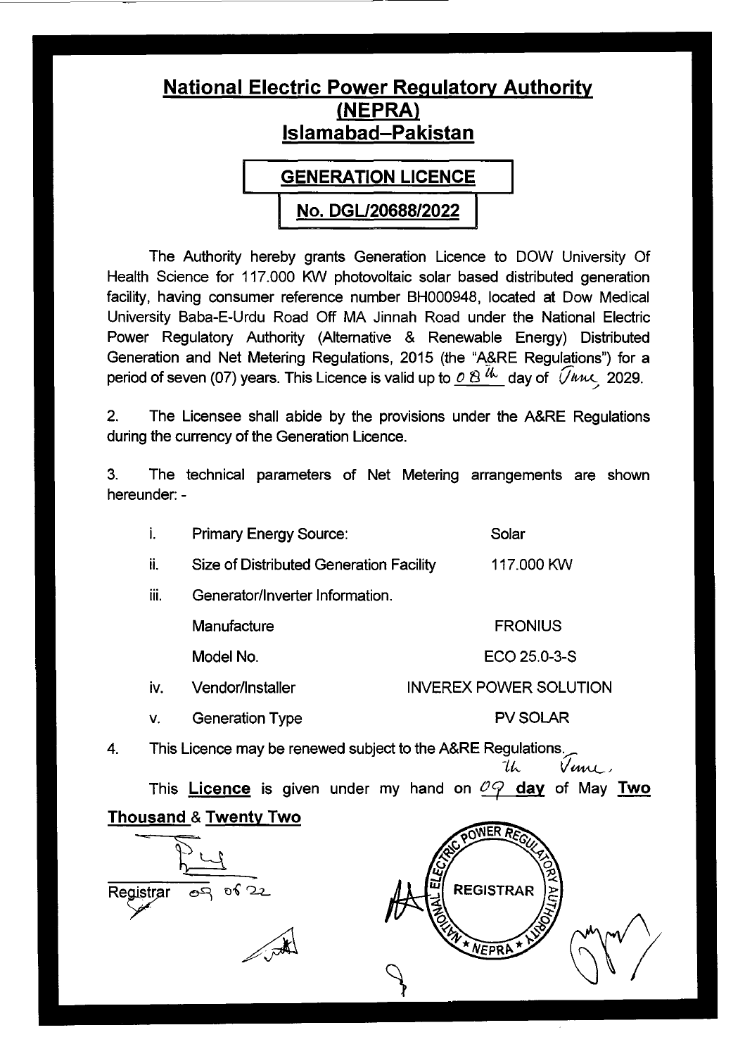# National Electric Power Regulatory Authority (NEPRA) Islamabad–Pakistan

## GENERATION LICENCE

## No. DGL/20688/2022

The Authority hereby grants Generation Licence to DOW University Of Health Science for 117.000 KW photovoltaic solar based distributed generation facility, having consumer reference number BH000948, located at Dow Medical University Baba-E-Urdu Road Off MA Jinnah Road under the National Electric Power Regulatory Authority (Alternative & Renewable Energy) Distributed Generation and Net Metering Regulations, 2015 (the "A&RE Regulations") for a period of seven (07) years. This Licence is valid up to 08th day of June 2029.

2. The Licensee shall abide by the provisions under the A&RE Regulations during the currency of the Generation Licence.

3. The technical parameters of Net Metering arrangements are shown hereunder: -

| | | |
|---|---|---|
| i. | Primary Energy Source: | Solar |
| ii. | Size of Distributed Generation Facility | 117.000 KW |
| iii. | Generator/Inverter Information. | |
| | Manufacture | FRONIUS |
| | Model No. | ECO 25.0-3-S |
| iv. | Vendor/Installer | INVEREX POWER SOLUTION |
| v. | Generation Type | PV SOLAR |

4. This Licence may be renewed subject to the A&RE Regulations.

This **Licence** is given under my hand on 09th **day** of June **Two Thousand** & **Twenty Two**

Registrar 09 06 22